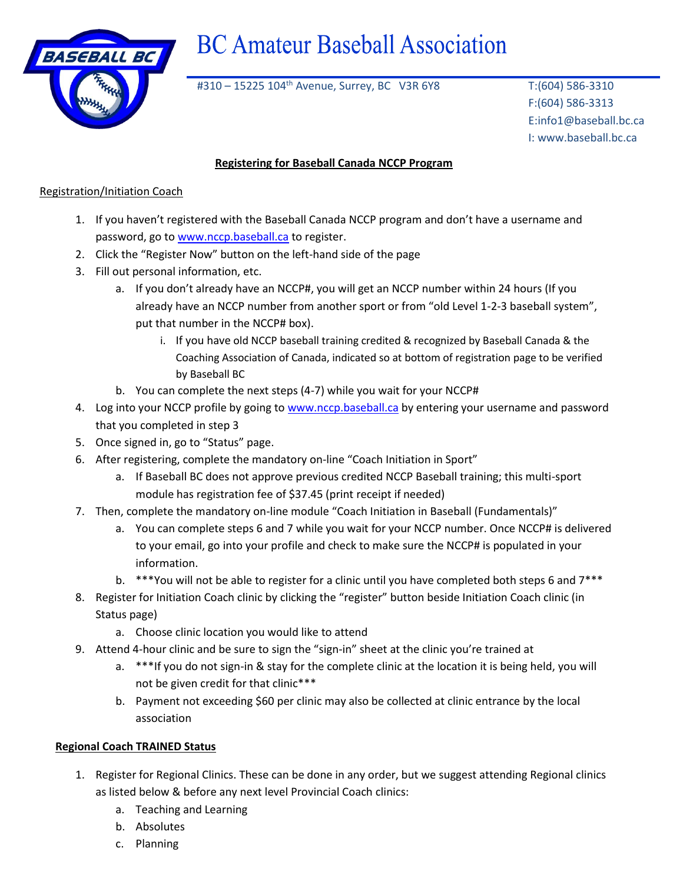# BC Amateur Baseball Association

#310 – 15225 104th Avenue, Surrey, BC V3R 6Y8

T:(604) 586-3310
F:(604) 586-3313
E:info1@baseball.bc.ca
I: www.baseball.bc.ca

## Registering for Baseball Canada NCCP Program

### Registration/Initiation Coach

1. If you haven't registered with the Baseball Canada NCCP program and don't have a username and password, go to www.nccp.baseball.ca to register.
2. Click the "Register Now" button on the left-hand side of the page
3. Fill out personal information, etc.
    a. If you don't already have an NCCP#, you will get an NCCP number within 24 hours (If you already have an NCCP number from another sport or from "old Level 1-2-3 baseball system", put that number in the NCCP# box).
        i. If you have old NCCP baseball training credited & recognized by Baseball Canada & the Coaching Association of Canada, indicated so at bottom of registration page to be verified by Baseball BC
    b. You can complete the next steps (4-7) while you wait for your NCCP#
4. Log into your NCCP profile by going to www.nccp.baseball.ca by entering your username and password that you completed in step 3
5. Once signed in, go to "Status" page.
6. After registering, complete the mandatory on-line "Coach Initiation in Sport"
    a. If Baseball BC does not approve previous credited NCCP Baseball training; this multi-sport module has registration fee of $37.45 (print receipt if needed)
7. Then, complete the mandatory on-line module "Coach Initiation in Baseball (Fundamentals)"
    a. You can complete steps 6 and 7 while you wait for your NCCP number. Once NCCP# is delivered to your email, go into your profile and check to make sure the NCCP# is populated in your information.
    b. ***You will not be able to register for a clinic until you have completed both steps 6 and 7***
8. Register for Initiation Coach clinic by clicking the "register" button beside Initiation Coach clinic (in Status page)
    a. Choose clinic location you would like to attend
9. Attend 4-hour clinic and be sure to sign the "sign-in" sheet at the clinic you're trained at
    a. ***If you do not sign-in & stay for the complete clinic at the location it is being held, you will not be given credit for that clinic***
    b. Payment not exceeding $60 per clinic may also be collected at clinic entrance by the local association

### Regional Coach TRAINED Status

1. Register for Regional Clinics. These can be done in any order, but we suggest attending Regional clinics as listed below & before any next level Provincial Coach clinics:
    a. Teaching and Learning
    b. Absolutes
    c. Planning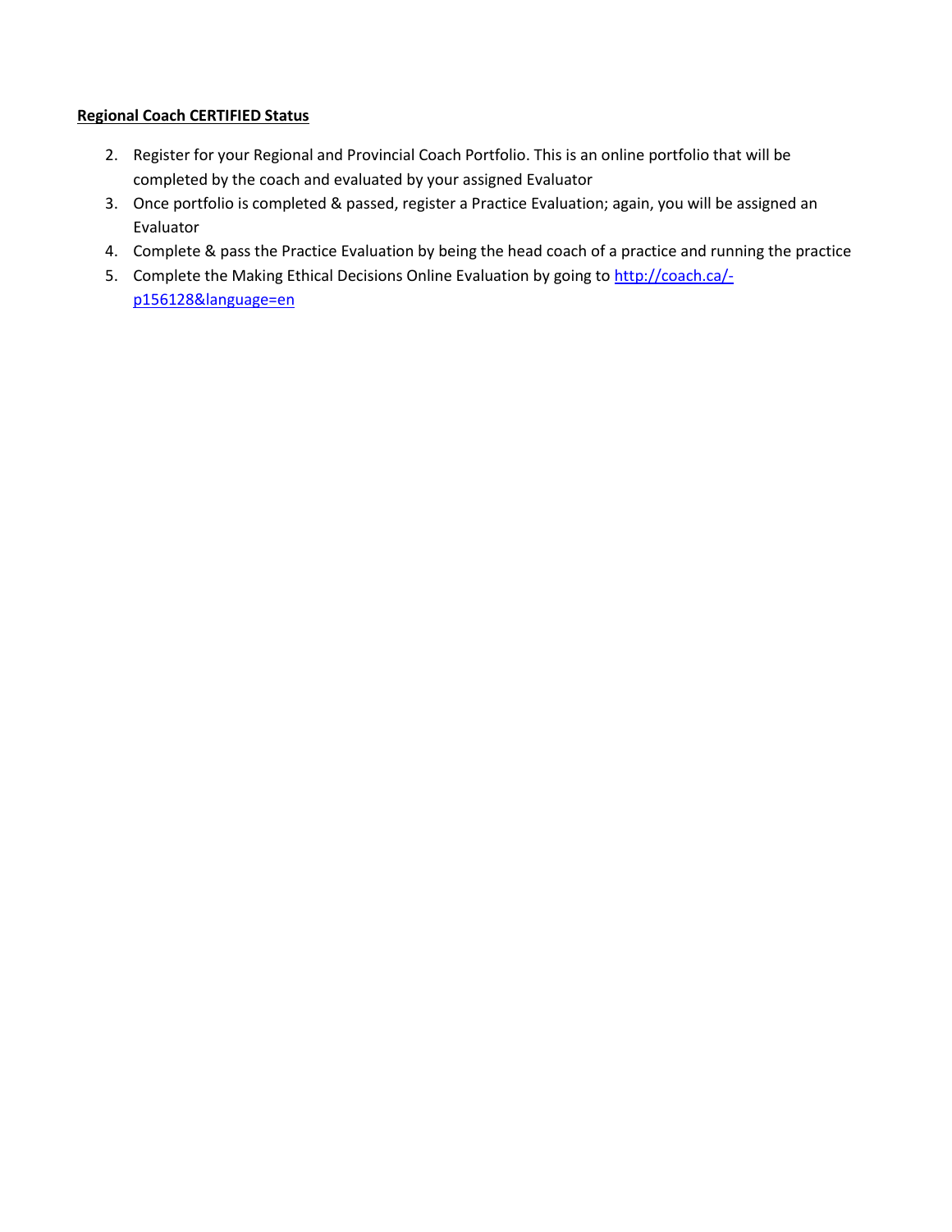**Regional Coach CERTIFIED Status**

2. Register for your Regional and Provincial Coach Portfolio. This is an online portfolio that will be completed by the coach and evaluated by your assigned Evaluator
3. Once portfolio is completed & passed, register a Practice Evaluation; again, you will be assigned an Evaluator
4. Complete & pass the Practice Evaluation by being the head coach of a practice and running the practice
5. Complete the Making Ethical Decisions Online Evaluation by going to [http://coach.ca/-p156128&language=en](http://coach.ca/-p156128&language=en)